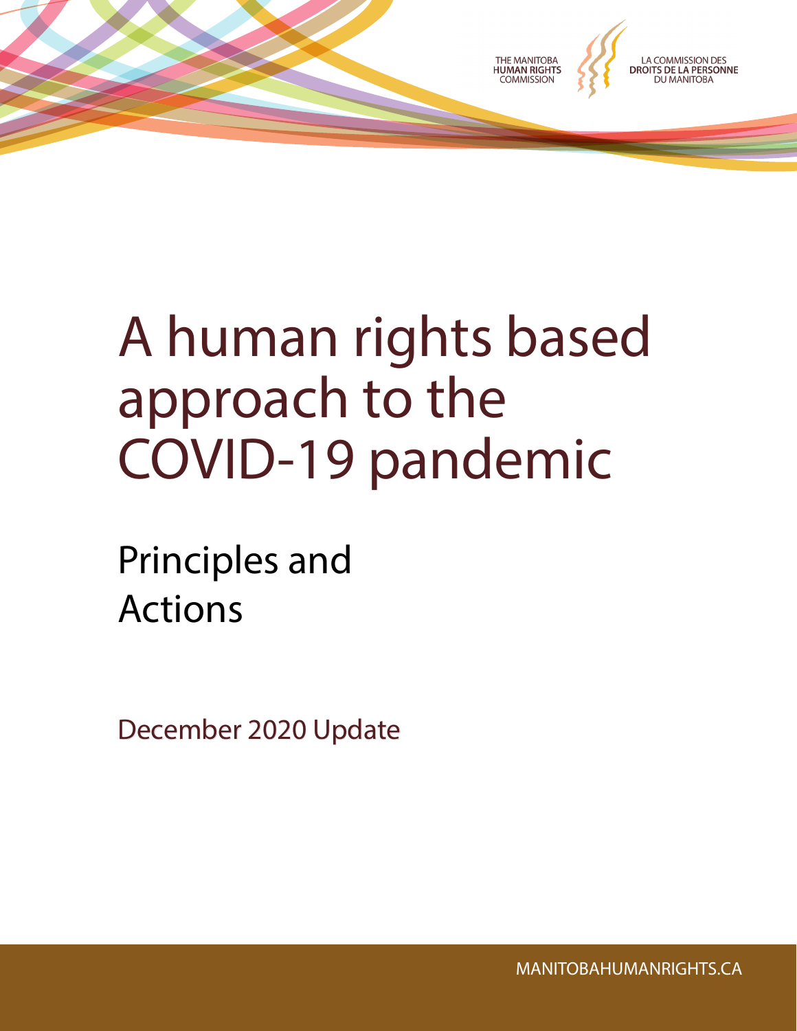THE MANITOBA
HUMAN RIGHTS
COMMISSION

LA COMMISSION DES
DROITS DE LA PERSONNE
DU MANITOBA

# A human rights based approach to the COVID-19 pandemic

## Principles and Actions

December 2020 Update

MANITOBAHUMANRIGHTS.CA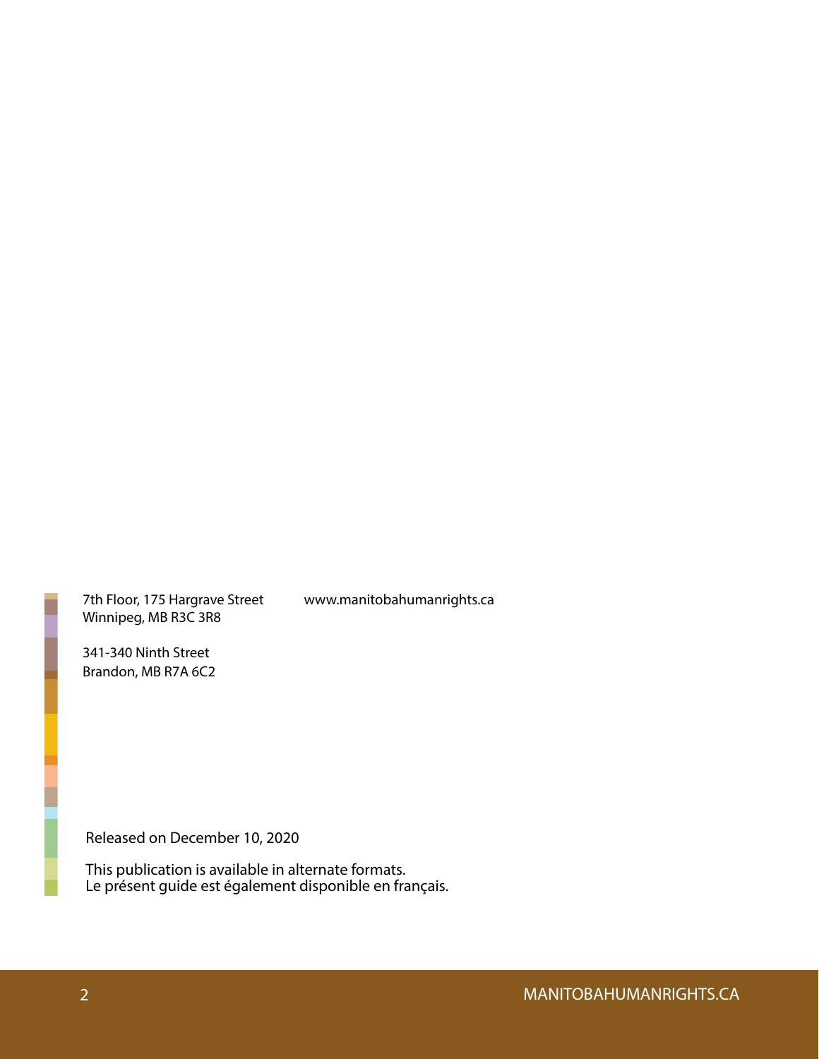7th Floor, 175 Hargrave Street
Winnipeg, MB R3C 3R8

341-340 Ninth Street
Brandon, MB R7A 6C2

www.manitobahumanrights.ca

Released on December 10, 2020

This publication is available in alternate formats.
Le présent guide est également disponible en français.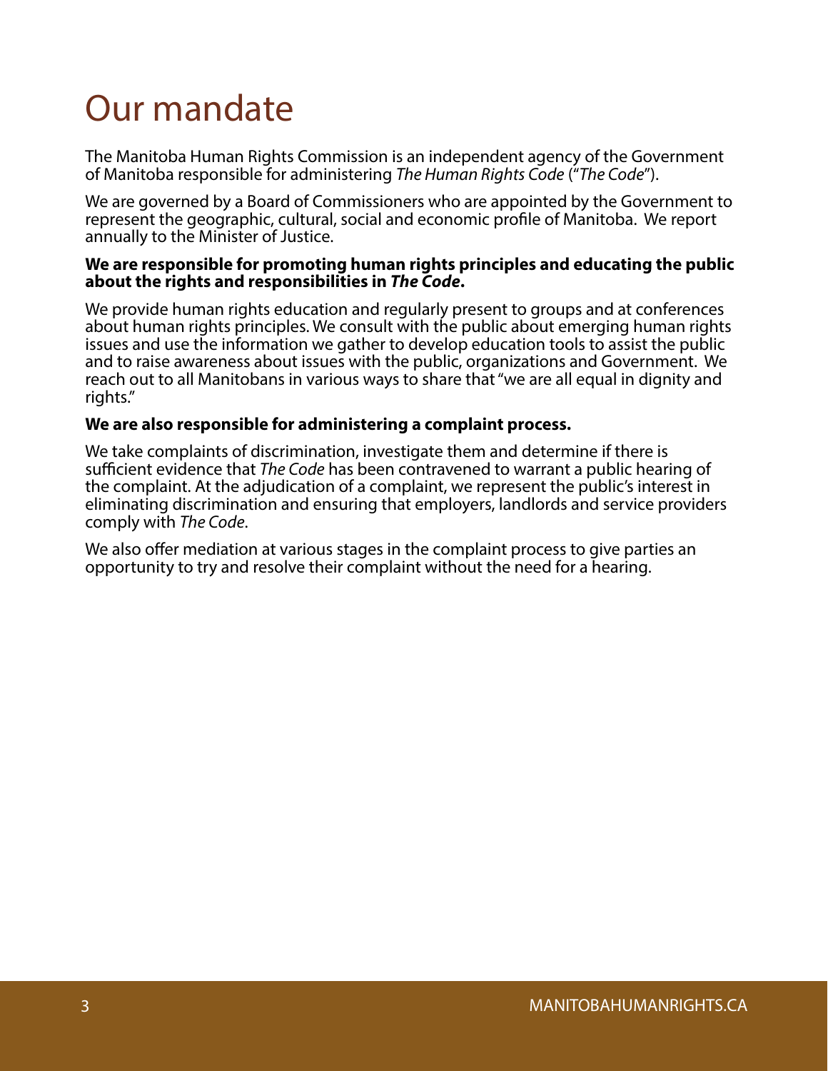# Our mandate

The Manitoba Human Rights Commission is an independent agency of the Government of Manitoba responsible for administering *The Human Rights Code* ("*The Code*").

We are governed by a Board of Commissioners who are appointed by the Government to represent the geographic, cultural, social and economic profile of Manitoba. We report annually to the Minister of Justice.

**We are responsible for promoting human rights principles and educating the public about the rights and responsibilities in *The Code*.**

We provide human rights education and regularly present to groups and at conferences about human rights principles. We consult with the public about emerging human rights issues and use the information we gather to develop education tools to assist the public and to raise awareness about issues with the public, organizations and Government. We reach out to all Manitobans in various ways to share that "we are all equal in dignity and rights."

**We are also responsible for administering a complaint process.**

We take complaints of discrimination, investigate them and determine if there is sufficient evidence that *The Code* has been contravened to warrant a public hearing of the complaint. At the adjudication of a complaint, we represent the public's interest in eliminating discrimination and ensuring that employers, landlords and service providers comply with *The Code*.

We also offer mediation at various stages in the complaint process to give parties an opportunity to try and resolve their complaint without the need for a hearing.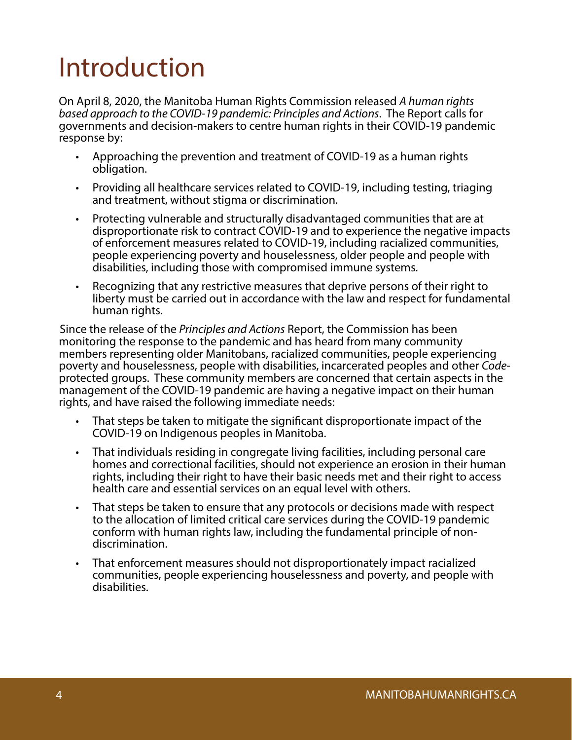# Introduction

On April 8, 2020, the Manitoba Human Rights Commission released *A human rights based approach to the COVID-19 pandemic: Principles and Actions*. The Report calls for governments and decision-makers to centre human rights in their COVID-19 pandemic response by:

- Approaching the prevention and treatment of COVID-19 as a human rights obligation.
- Providing all healthcare services related to COVID-19, including testing, triaging and treatment, without stigma or discrimination.
- Protecting vulnerable and structurally disadvantaged communities that are at disproportionate risk to contract COVID-19 and to experience the negative impacts of enforcement measures related to COVID-19, including racialized communities, people experiencing poverty and houselessness, older people and people with disabilities, including those with compromised immune systems.
- Recognizing that any restrictive measures that deprive persons of their right to liberty must be carried out in accordance with the law and respect for fundamental human rights.

Since the release of the *Principles and Actions* Report, the Commission has been monitoring the response to the pandemic and has heard from many community members representing older Manitobans, racialized communities, people experiencing poverty and houselessness, people with disabilities, incarcerated peoples and other *Code*-protected groups. These community members are concerned that certain aspects in the management of the COVID-19 pandemic are having a negative impact on their human rights, and have raised the following immediate needs:

- That steps be taken to mitigate the significant disproportionate impact of the COVID-19 on Indigenous peoples in Manitoba.
- That individuals residing in congregate living facilities, including personal care homes and correctional facilities, should not experience an erosion in their human rights, including their right to have their basic needs met and their right to access health care and essential services on an equal level with others.
- That steps be taken to ensure that any protocols or decisions made with respect to the allocation of limited critical care services during the COVID-19 pandemic conform with human rights law, including the fundamental principle of non-discrimination.
- That enforcement measures should not disproportionately impact racialized communities, people experiencing houselessness and poverty, and people with disabilities.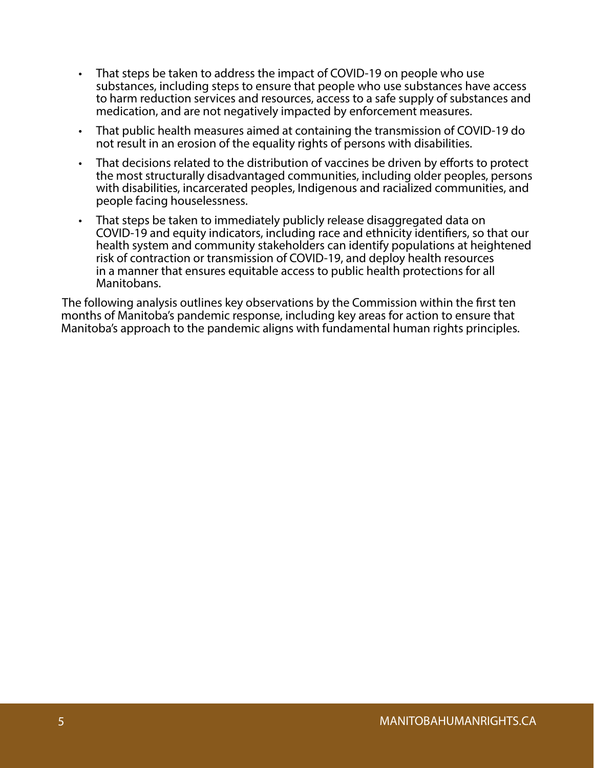- That steps be taken to address the impact of COVID-19 on people who use substances, including steps to ensure that people who use substances have access to harm reduction services and resources, access to a safe supply of substances and medication, and are not negatively impacted by enforcement measures.
- That public health measures aimed at containing the transmission of COVID-19 do not result in an erosion of the equality rights of persons with disabilities.
- That decisions related to the distribution of vaccines be driven by efforts to protect the most structurally disadvantaged communities, including older peoples, persons with disabilities, incarcerated peoples, Indigenous and racialized communities, and people facing houselessness.
- That steps be taken to immediately publicly release disaggregated data on COVID-19 and equity indicators, including race and ethnicity identifiers, so that our health system and community stakeholders can identify populations at heightened risk of contraction or transmission of COVID-19, and deploy health resources in a manner that ensures equitable access to public health protections for all Manitobans.

The following analysis outlines key observations by the Commission within the first ten months of Manitoba's pandemic response, including key areas for action to ensure that Manitoba's approach to the pandemic aligns with fundamental human rights principles.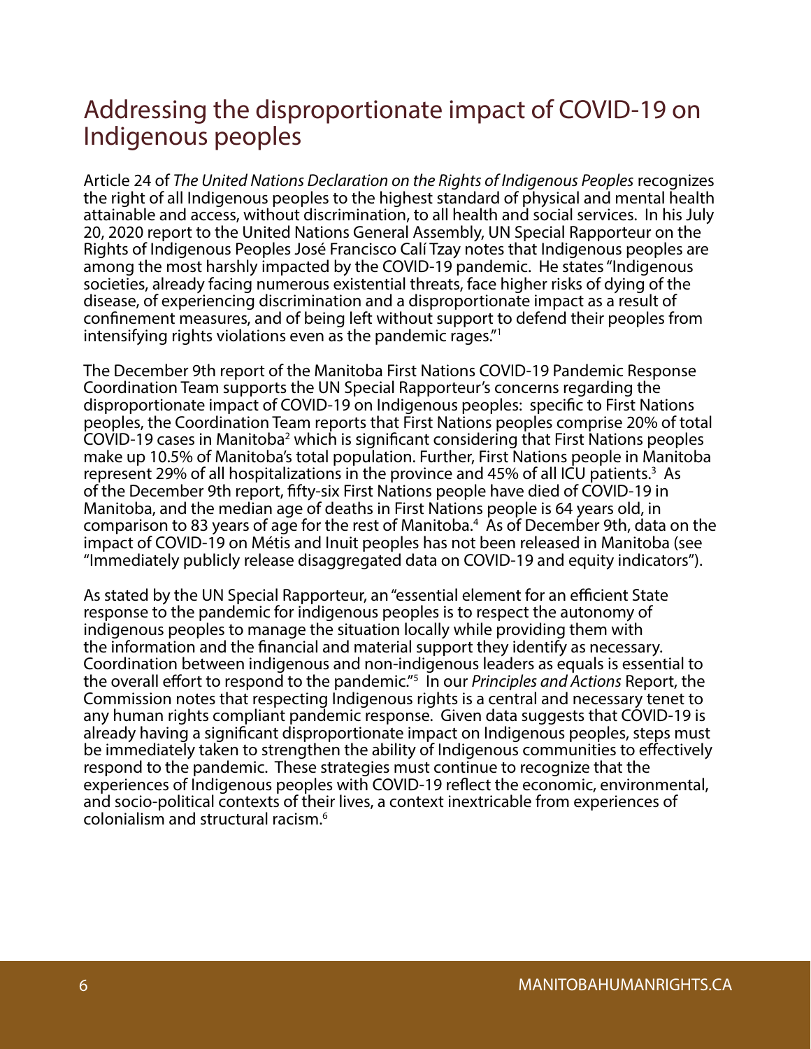## Addressing the disproportionate impact of COVID-19 on Indigenous peoples

Article 24 of *The United Nations Declaration on the Rights of Indigenous Peoples* recognizes the right of all Indigenous peoples to the highest standard of physical and mental health attainable and access, without discrimination, to all health and social services. In his July 20, 2020 report to the United Nations General Assembly, UN Special Rapporteur on the Rights of Indigenous Peoples José Francisco Calí Tzay notes that Indigenous peoples are among the most harshly impacted by the COVID-19 pandemic. He states "Indigenous societies, already facing numerous existential threats, face higher risks of dying of the disease, of experiencing discrimination and a disproportionate impact as a result of confinement measures, and of being left without support to defend their peoples from intensifying rights violations even as the pandemic rages."[1]

The December 9th report of the Manitoba First Nations COVID-19 Pandemic Response Coordination Team supports the UN Special Rapporteur's concerns regarding the disproportionate impact of COVID-19 on Indigenous peoples: specific to First Nations peoples, the Coordination Team reports that First Nations peoples comprise 20% of total COVID-19 cases in Manitoba[2] which is significant considering that First Nations peoples make up 10.5% of Manitoba's total population. Further, First Nations people in Manitoba represent 29% of all hospitalizations in the province and 45% of all ICU patients.[3] As of the December 9th report, fifty-six First Nations people have died of COVID-19 in Manitoba, and the median age of deaths in First Nations people is 64 years old, in comparison to 83 years of age for the rest of Manitoba.[4] As of December 9th, data on the impact of COVID-19 on Métis and Inuit peoples has not been released in Manitoba (see "Immediately publicly release disaggregated data on COVID-19 and equity indicators").

As stated by the UN Special Rapporteur, an "essential element for an efficient State response to the pandemic for indigenous peoples is to respect the autonomy of indigenous peoples to manage the situation locally while providing them with the information and the financial and material support they identify as necessary. Coordination between indigenous and non-indigenous leaders as equals is essential to the overall effort to respond to the pandemic."[5] In our *Principles and Actions* Report, the Commission notes that respecting Indigenous rights is a central and necessary tenet to any human rights compliant pandemic response. Given data suggests that COVID-19 is already having a significant disproportionate impact on Indigenous peoples, steps must be immediately taken to strengthen the ability of Indigenous communities to effectively respond to the pandemic. These strategies must continue to recognize that the experiences of Indigenous peoples with COVID-19 reflect the economic, environmental, and socio-political contexts of their lives, a context inextricable from experiences of colonialism and structural racism.[6]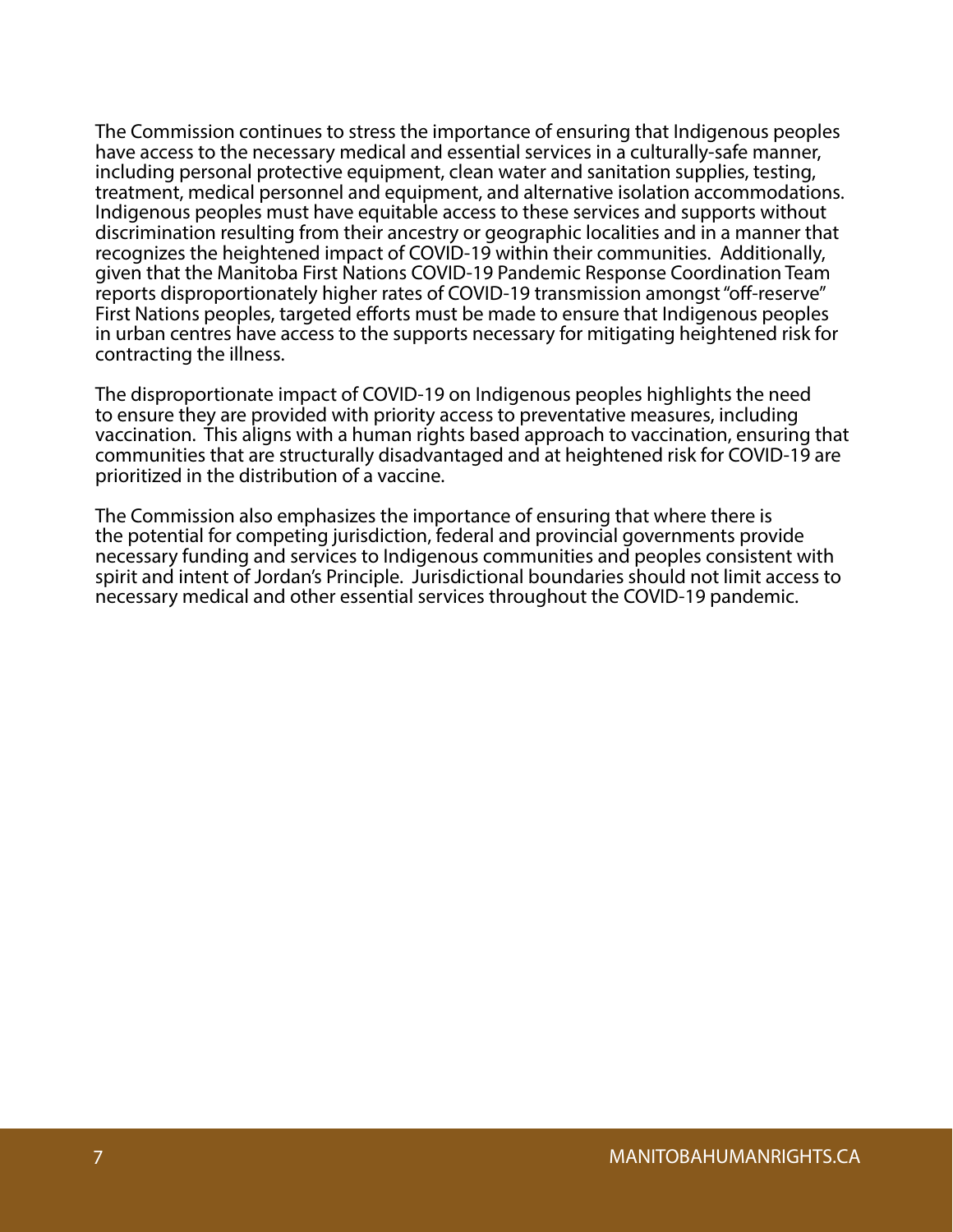The Commission continues to stress the importance of ensuring that Indigenous peoples have access to the necessary medical and essential services in a culturally-safe manner, including personal protective equipment, clean water and sanitation supplies, testing, treatment, medical personnel and equipment, and alternative isolation accommodations. Indigenous peoples must have equitable access to these services and supports without discrimination resulting from their ancestry or geographic localities and in a manner that recognizes the heightened impact of COVID-19 within their communities. Additionally, given that the Manitoba First Nations COVID-19 Pandemic Response Coordination Team reports disproportionately higher rates of COVID-19 transmission amongst "off-reserve" First Nations peoples, targeted efforts must be made to ensure that Indigenous peoples in urban centres have access to the supports necessary for mitigating heightened risk for contracting the illness.

The disproportionate impact of COVID-19 on Indigenous peoples highlights the need to ensure they are provided with priority access to preventative measures, including vaccination. This aligns with a human rights based approach to vaccination, ensuring that communities that are structurally disadvantaged and at heightened risk for COVID-19 are prioritized in the distribution of a vaccine.

The Commission also emphasizes the importance of ensuring that where there is the potential for competing jurisdiction, federal and provincial governments provide necessary funding and services to Indigenous communities and peoples consistent with spirit and intent of Jordan's Principle. Jurisdictional boundaries should not limit access to necessary medical and other essential services throughout the COVID-19 pandemic.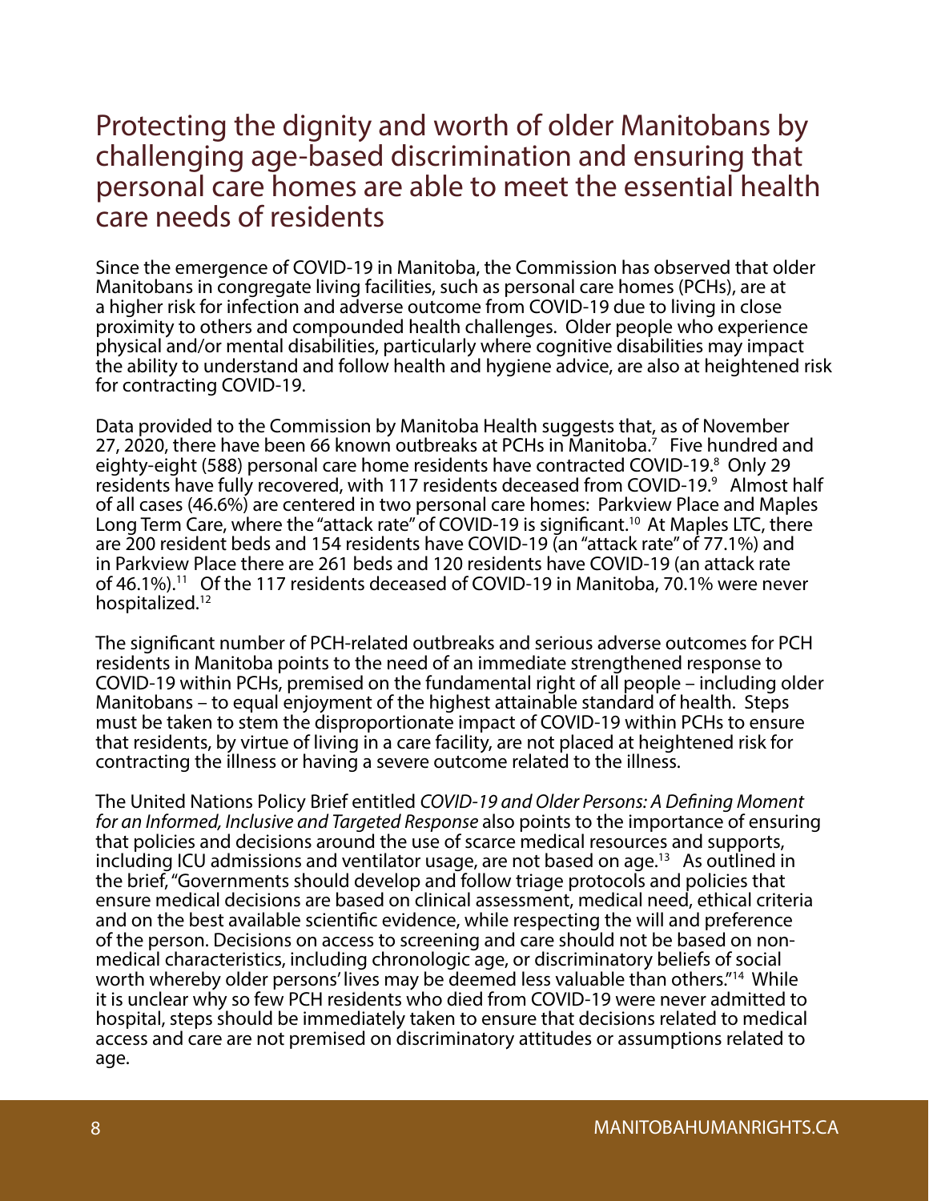## Protecting the dignity and worth of older Manitobans by challenging age-based discrimination and ensuring that personal care homes are able to meet the essential health care needs of residents

Since the emergence of COVID-19 in Manitoba, the Commission has observed that older Manitobans in congregate living facilities, such as personal care homes (PCHs), are at a higher risk for infection and adverse outcome from COVID-19 due to living in close proximity to others and compounded health challenges. Older people who experience physical and/or mental disabilities, particularly where cognitive disabilities may impact the ability to understand and follow health and hygiene advice, are also at heightened risk for contracting COVID-19.

Data provided to the Commission by Manitoba Health suggests that, as of November 27, 2020, there have been 66 known outbreaks at PCHs in Manitoba.[7] Five hundred and eighty-eight (588) personal care home residents have contracted COVID-19.[8] Only 29 residents have fully recovered, with 117 residents deceased from COVID-19.[9] Almost half of all cases (46.6%) are centered in two personal care homes: Parkview Place and Maples Long Term Care, where the "attack rate" of COVID-19 is significant.[10] At Maples LTC, there are 200 resident beds and 154 residents have COVID-19 (an "attack rate" of 77.1%) and in Parkview Place there are 261 beds and 120 residents have COVID-19 (an attack rate of 46.1%).[11] Of the 117 residents deceased of COVID-19 in Manitoba, 70.1% were never hospitalized.[12]

The significant number of PCH-related outbreaks and serious adverse outcomes for PCH residents in Manitoba points to the need of an immediate strengthened response to COVID-19 within PCHs, premised on the fundamental right of all people – including older Manitobans – to equal enjoyment of the highest attainable standard of health. Steps must be taken to stem the disproportionate impact of COVID-19 within PCHs to ensure that residents, by virtue of living in a care facility, are not placed at heightened risk for contracting the illness or having a severe outcome related to the illness.

The United Nations Policy Brief entitled *COVID-19 and Older Persons: A Defining Moment for an Informed, Inclusive and Targeted Response* also points to the importance of ensuring that policies and decisions around the use of scarce medical resources and supports, including ICU admissions and ventilator usage, are not based on age.[13] As outlined in the brief, "Governments should develop and follow triage protocols and policies that ensure medical decisions are based on clinical assessment, medical need, ethical criteria and on the best available scientific evidence, while respecting the will and preference of the person. Decisions on access to screening and care should not be based on non-medical characteristics, including chronologic age, or discriminatory beliefs of social worth whereby older persons' lives may be deemed less valuable than others."[14] While it is unclear why so few PCH residents who died from COVID-19 were never admitted to hospital, steps should be immediately taken to ensure that decisions related to medical access and care are not premised on discriminatory attitudes or assumptions related to age.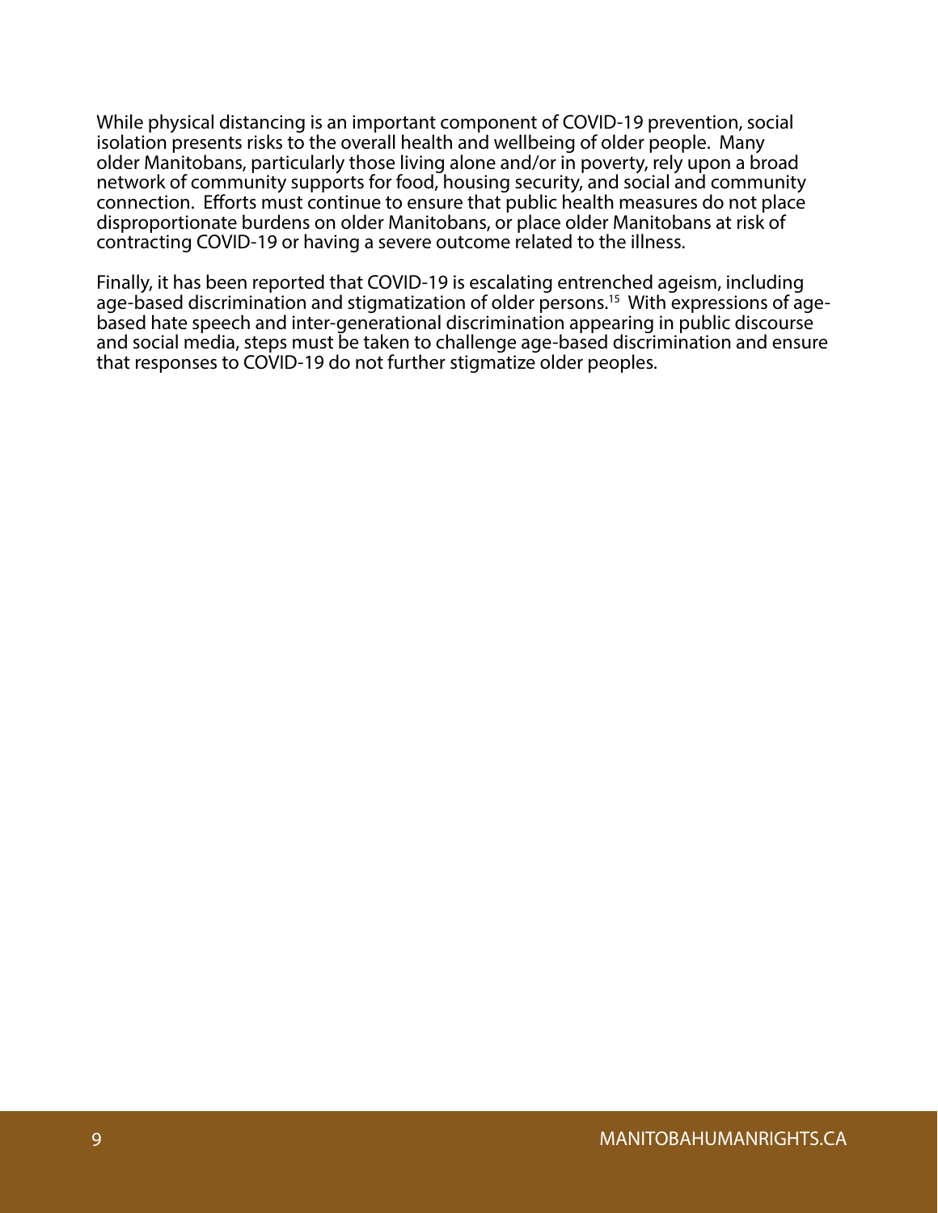While physical distancing is an important component of COVID-19 prevention, social isolation presents risks to the overall health and wellbeing of older people. Many older Manitobans, particularly those living alone and/or in poverty, rely upon a broad network of community supports for food, housing security, and social and community connection. Efforts must continue to ensure that public health measures do not place disproportionate burdens on older Manitobans, or place older Manitobans at risk of contracting COVID-19 or having a severe outcome related to the illness.

Finally, it has been reported that COVID-19 is escalating entrenched ageism, including age-based discrimination and stigmatization of older persons.[15] With expressions of age-based hate speech and inter-generational discrimination appearing in public discourse and social media, steps must be taken to challenge age-based discrimination and ensure that responses to COVID-19 do not further stigmatize older peoples.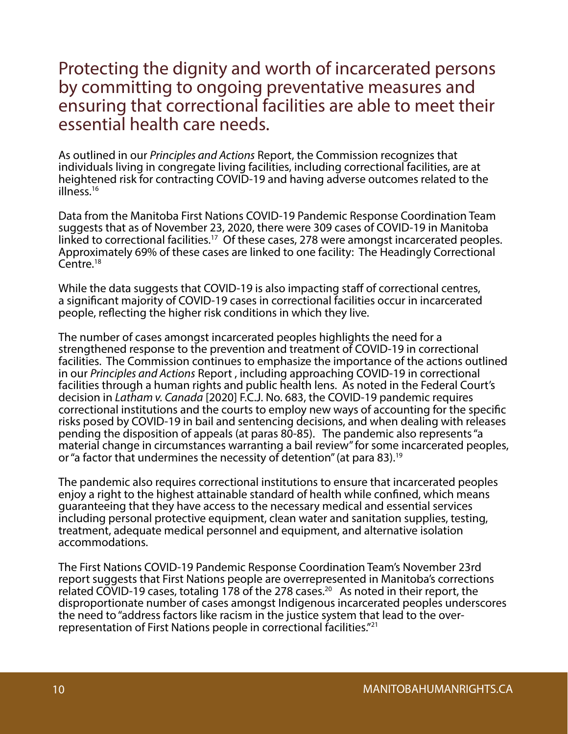## Protecting the dignity and worth of incarcerated persons by committing to ongoing preventative measures and ensuring that correctional facilities are able to meet their essential health care needs.

As outlined in our *Principles and Actions* Report, the Commission recognizes that individuals living in congregate living facilities, including correctional facilities, are at heightened risk for contracting COVID-19 and having adverse outcomes related to the illness.[16]

Data from the Manitoba First Nations COVID-19 Pandemic Response Coordination Team suggests that as of November 23, 2020, there were 309 cases of COVID-19 in Manitoba linked to correctional facilities.[17] Of these cases, 278 were amongst incarcerated peoples. Approximately 69% of these cases are linked to one facility: The Headingly Correctional Centre.[18]

While the data suggests that COVID-19 is also impacting staff of correctional centres, a significant majority of COVID-19 cases in correctional facilities occur in incarcerated people, reflecting the higher risk conditions in which they live.

The number of cases amongst incarcerated peoples highlights the need for a strengthened response to the prevention and treatment of COVID-19 in correctional facilities. The Commission continues to emphasize the importance of the actions outlined in our *Principles and Actions* Report , including approaching COVID-19 in correctional facilities through a human rights and public health lens. As noted in the Federal Court's decision in *Latham v. Canada* [2020] F.C.J. No. 683, the COVID-19 pandemic requires correctional institutions and the courts to employ new ways of accounting for the specific risks posed by COVID-19 in bail and sentencing decisions, and when dealing with releases pending the disposition of appeals (at paras 80-85). The pandemic also represents "a material change in circumstances warranting a bail review" for some incarcerated peoples, or "a factor that undermines the necessity of detention" (at para 83).[19]

The pandemic also requires correctional institutions to ensure that incarcerated peoples enjoy a right to the highest attainable standard of health while confined, which means guaranteeing that they have access to the necessary medical and essential services including personal protective equipment, clean water and sanitation supplies, testing, treatment, adequate medical personnel and equipment, and alternative isolation accommodations.

The First Nations COVID-19 Pandemic Response Coordination Team's November 23rd report suggests that First Nations people are overrepresented in Manitoba's corrections related COVID-19 cases, totaling 178 of the 278 cases.[20] As noted in their report, the disproportionate number of cases amongst Indigenous incarcerated peoples underscores the need to "address factors like racism in the justice system that lead to the over-representation of First Nations people in correctional facilities."[21]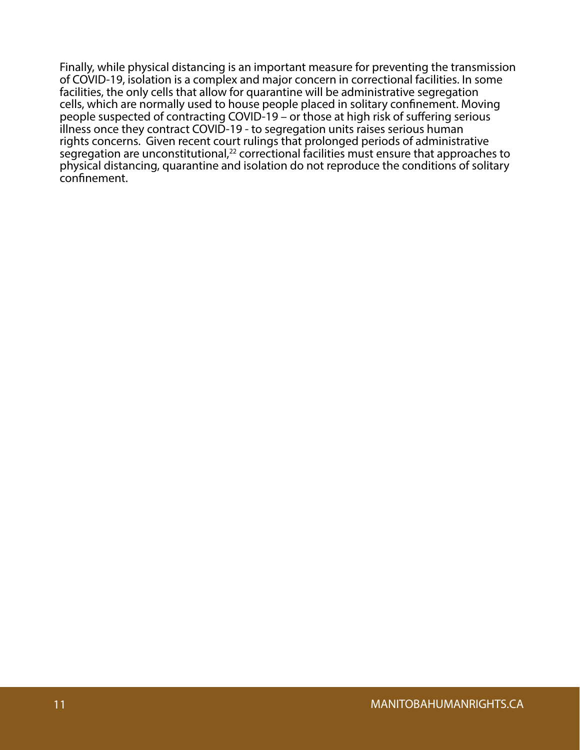Finally, while physical distancing is an important measure for preventing the transmission of COVID-19, isolation is a complex and major concern in correctional facilities. In some facilities, the only cells that allow for quarantine will be administrative segregation cells, which are normally used to house people placed in solitary confinement. Moving people suspected of contracting COVID-19 – or those at high risk of suffering serious illness once they contract COVID-19 - to segregation units raises serious human rights concerns. Given recent court rulings that prolonged periods of administrative segregation are unconstitutional,[22] correctional facilities must ensure that approaches to physical distancing, quarantine and isolation do not reproduce the conditions of solitary confinement.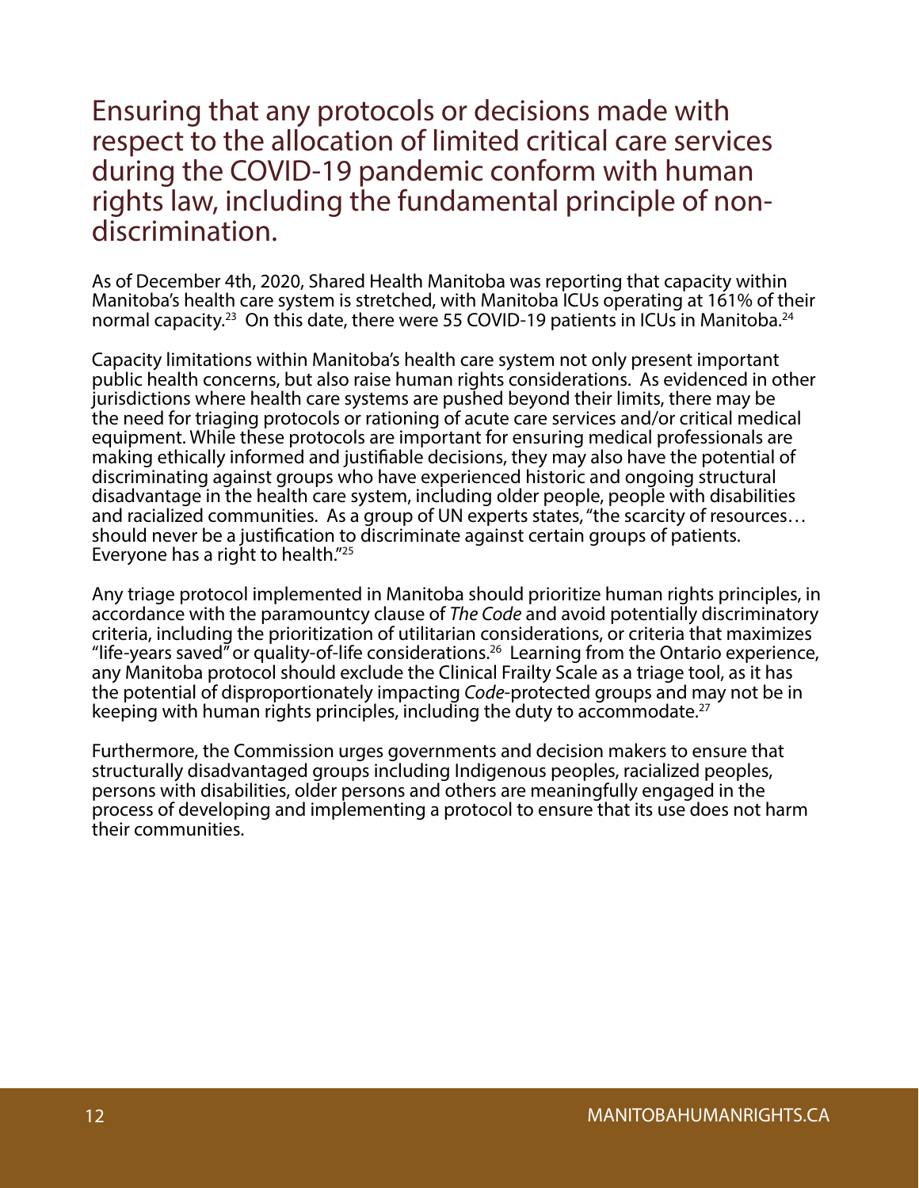## Ensuring that any protocols or decisions made with respect to the allocation of limited critical care services during the COVID-19 pandemic conform with human rights law, including the fundamental principle of non-discrimination.

As of December 4th, 2020, Shared Health Manitoba was reporting that capacity within Manitoba's health care system is stretched, with Manitoba ICUs operating at 161% of their normal capacity.[23] On this date, there were 55 COVID-19 patients in ICUs in Manitoba.[24]

Capacity limitations within Manitoba's health care system not only present important public health concerns, but also raise human rights considerations. As evidenced in other jurisdictions where health care systems are pushed beyond their limits, there may be the need for triaging protocols or rationing of acute care services and/or critical medical equipment. While these protocols are important for ensuring medical professionals are making ethically informed and justifiable decisions, they may also have the potential of discriminating against groups who have experienced historic and ongoing structural disadvantage in the health care system, including older people, people with disabilities and racialized communities. As a group of UN experts states, "the scarcity of resources… should never be a justification to discriminate against certain groups of patients. Everyone has a right to health."[25]

Any triage protocol implemented in Manitoba should prioritize human rights principles, in accordance with the paramountcy clause of *The Code* and avoid potentially discriminatory criteria, including the prioritization of utilitarian considerations, or criteria that maximizes "life-years saved" or quality-of-life considerations.[26] Learning from the Ontario experience, any Manitoba protocol should exclude the Clinical Frailty Scale as a triage tool, as it has the potential of disproportionately impacting *Code*-protected groups and may not be in keeping with human rights principles, including the duty to accommodate.[27]

Furthermore, the Commission urges governments and decision makers to ensure that structurally disadvantaged groups including Indigenous peoples, racialized peoples, persons with disabilities, older persons and others are meaningfully engaged in the process of developing and implementing a protocol to ensure that its use does not harm their communities.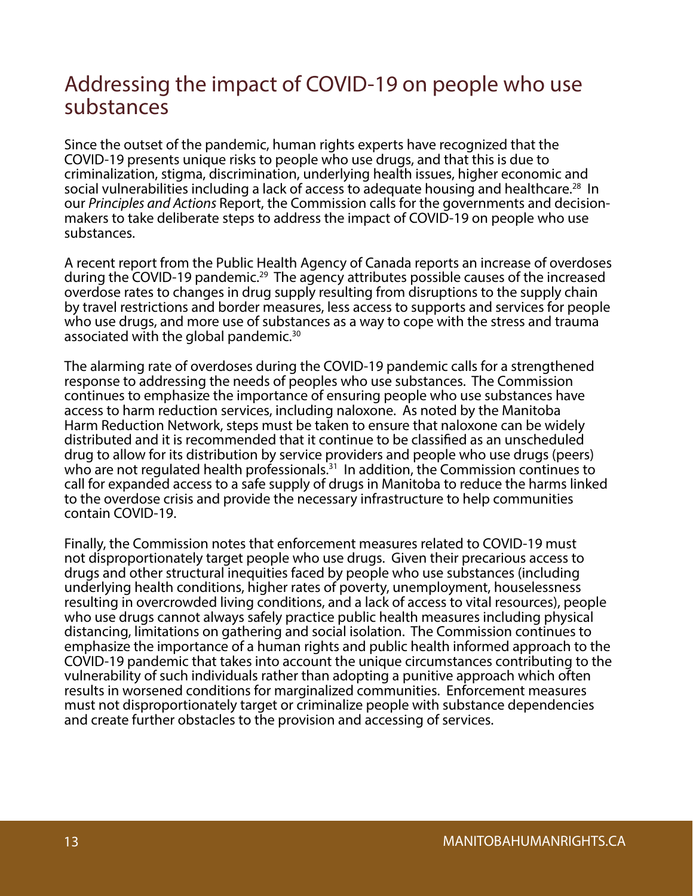## Addressing the impact of COVID-19 on people who use substances

Since the outset of the pandemic, human rights experts have recognized that the COVID-19 presents unique risks to people who use drugs, and that this is due to criminalization, stigma, discrimination, underlying health issues, higher economic and social vulnerabilities including a lack of access to adequate housing and healthcare.[28] In our *Principles and Actions* Report, the Commission calls for the governments and decision-makers to take deliberate steps to address the impact of COVID-19 on people who use substances.

A recent report from the Public Health Agency of Canada reports an increase of overdoses during the COVID-19 pandemic.[29] The agency attributes possible causes of the increased overdose rates to changes in drug supply resulting from disruptions to the supply chain by travel restrictions and border measures, less access to supports and services for people who use drugs, and more use of substances as a way to cope with the stress and trauma associated with the global pandemic.[30]

The alarming rate of overdoses during the COVID-19 pandemic calls for a strengthened response to addressing the needs of peoples who use substances. The Commission continues to emphasize the importance of ensuring people who use substances have access to harm reduction services, including naloxone. As noted by the Manitoba Harm Reduction Network, steps must be taken to ensure that naloxone can be widely distributed and it is recommended that it continue to be classified as an unscheduled drug to allow for its distribution by service providers and people who use drugs (peers) who are not regulated health professionals.[31] In addition, the Commission continues to call for expanded access to a safe supply of drugs in Manitoba to reduce the harms linked to the overdose crisis and provide the necessary infrastructure to help communities contain COVID-19.

Finally, the Commission notes that enforcement measures related to COVID-19 must not disproportionately target people who use drugs. Given their precarious access to drugs and other structural inequities faced by people who use substances (including underlying health conditions, higher rates of poverty, unemployment, houselessness resulting in overcrowded living conditions, and a lack of access to vital resources), people who use drugs cannot always safely practice public health measures including physical distancing, limitations on gathering and social isolation. The Commission continues to emphasize the importance of a human rights and public health informed approach to the COVID-19 pandemic that takes into account the unique circumstances contributing to the vulnerability of such individuals rather than adopting a punitive approach which often results in worsened conditions for marginalized communities. Enforcement measures must not disproportionately target or criminalize people with substance dependencies and create further obstacles to the provision and accessing of services.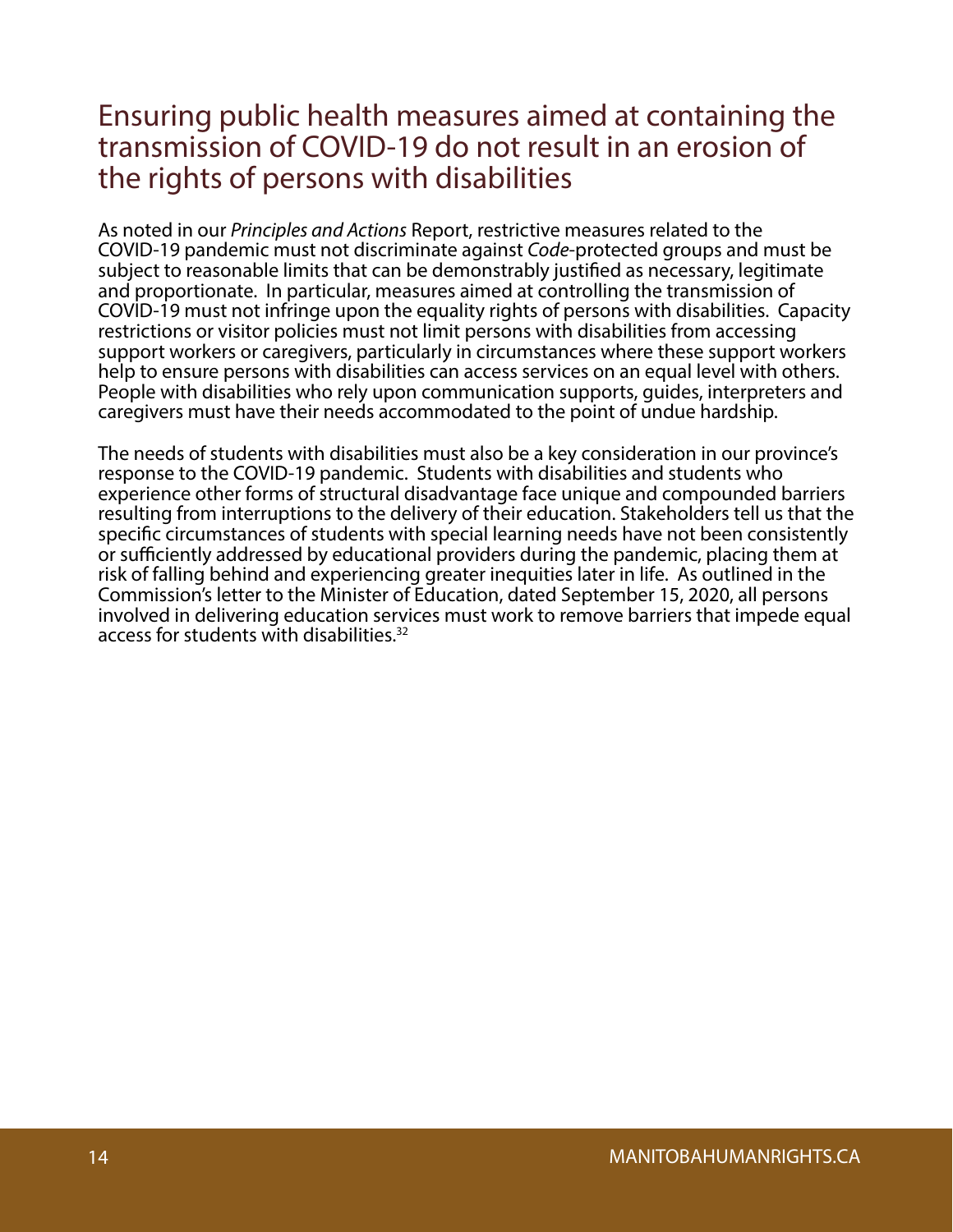## Ensuring public health measures aimed at containing the transmission of COVID-19 do not result in an erosion of the rights of persons with disabilities

As noted in our *Principles and Actions* Report, restrictive measures related to the COVID-19 pandemic must not discriminate against *Code*-protected groups and must be subject to reasonable limits that can be demonstrably justified as necessary, legitimate and proportionate. In particular, measures aimed at controlling the transmission of COVID-19 must not infringe upon the equality rights of persons with disabilities. Capacity restrictions or visitor policies must not limit persons with disabilities from accessing support workers or caregivers, particularly in circumstances where these support workers help to ensure persons with disabilities can access services on an equal level with others. People with disabilities who rely upon communication supports, guides, interpreters and caregivers must have their needs accommodated to the point of undue hardship.

The needs of students with disabilities must also be a key consideration in our province's response to the COVID-19 pandemic. Students with disabilities and students who experience other forms of structural disadvantage face unique and compounded barriers resulting from interruptions to the delivery of their education. Stakeholders tell us that the specific circumstances of students with special learning needs have not been consistently or sufficiently addressed by educational providers during the pandemic, placing them at risk of falling behind and experiencing greater inequities later in life. As outlined in the Commission's letter to the Minister of Education, dated September 15, 2020, all persons involved in delivering education services must work to remove barriers that impede equal access for students with disabilities.[32]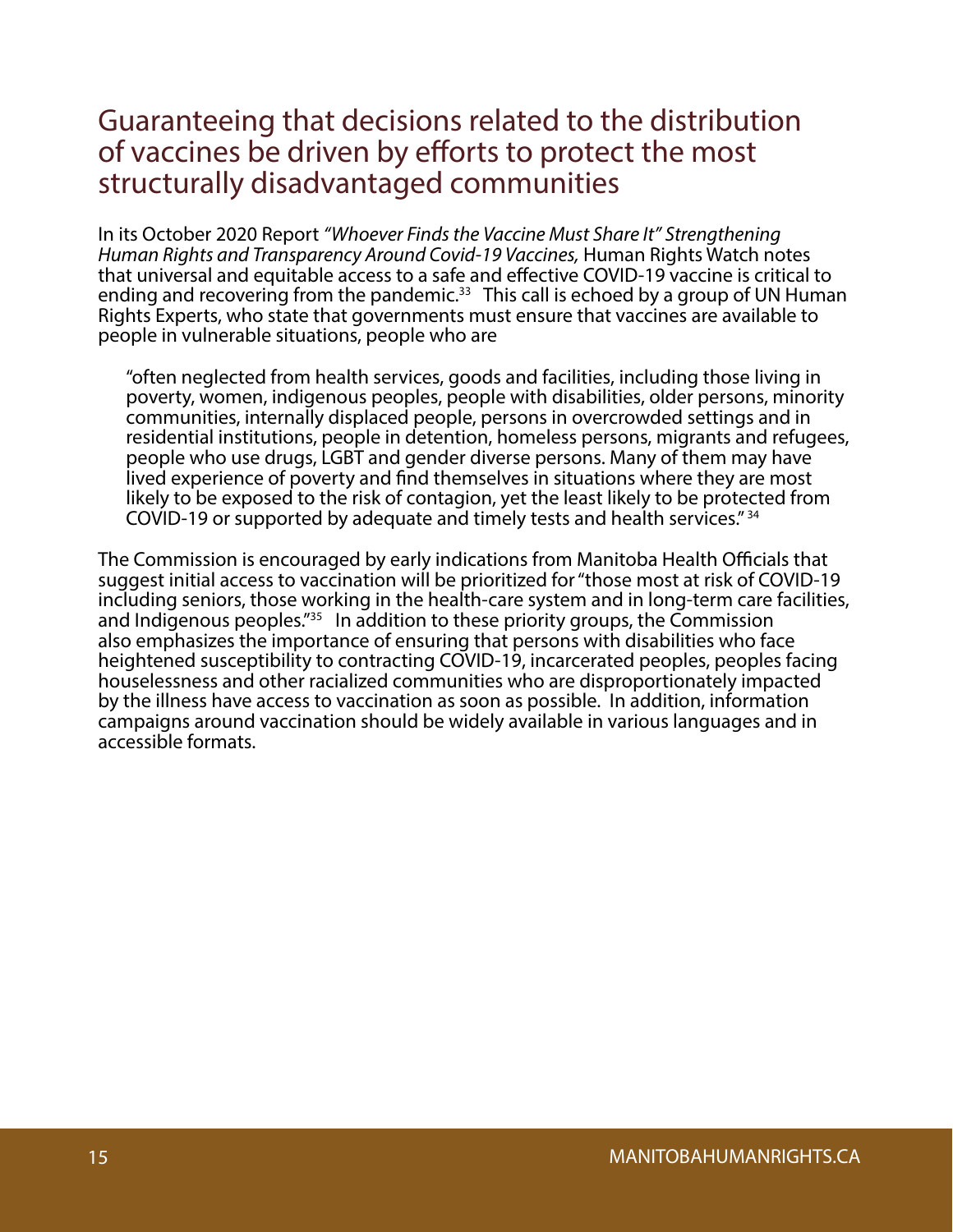## Guaranteeing that decisions related to the distribution of vaccines be driven by efforts to protect the most structurally disadvantaged communities

In its October 2020 Report *"Whoever Finds the Vaccine Must Share It" Strengthening Human Rights and Transparency Around Covid-19 Vaccines,* Human Rights Watch notes that universal and equitable access to a safe and effective COVID-19 vaccine is critical to ending and recovering from the pandemic.[33] This call is echoed by a group of UN Human Rights Experts, who state that governments must ensure that vaccines are available to people in vulnerable situations, people who are

> "often neglected from health services, goods and facilities, including those living in poverty, women, indigenous peoples, people with disabilities, older persons, minority communities, internally displaced people, persons in overcrowded settings and in residential institutions, people in detention, homeless persons, migrants and refugees, people who use drugs, LGBT and gender diverse persons. Many of them may have lived experience of poverty and find themselves in situations where they are most likely to be exposed to the risk of contagion, yet the least likely to be protected from COVID-19 or supported by adequate and timely tests and health services." [34]

The Commission is encouraged by early indications from Manitoba Health Officials that suggest initial access to vaccination will be prioritized for "those most at risk of COVID-19 including seniors, those working in the health-care system and in long-term care facilities, and Indigenous peoples."[35] In addition to these priority groups, the Commission also emphasizes the importance of ensuring that persons with disabilities who face heightened susceptibility to contracting COVID-19, incarcerated peoples, peoples facing houselessness and other racialized communities who are disproportionately impacted by the illness have access to vaccination as soon as possible. In addition, information campaigns around vaccination should be widely available in various languages and in accessible formats.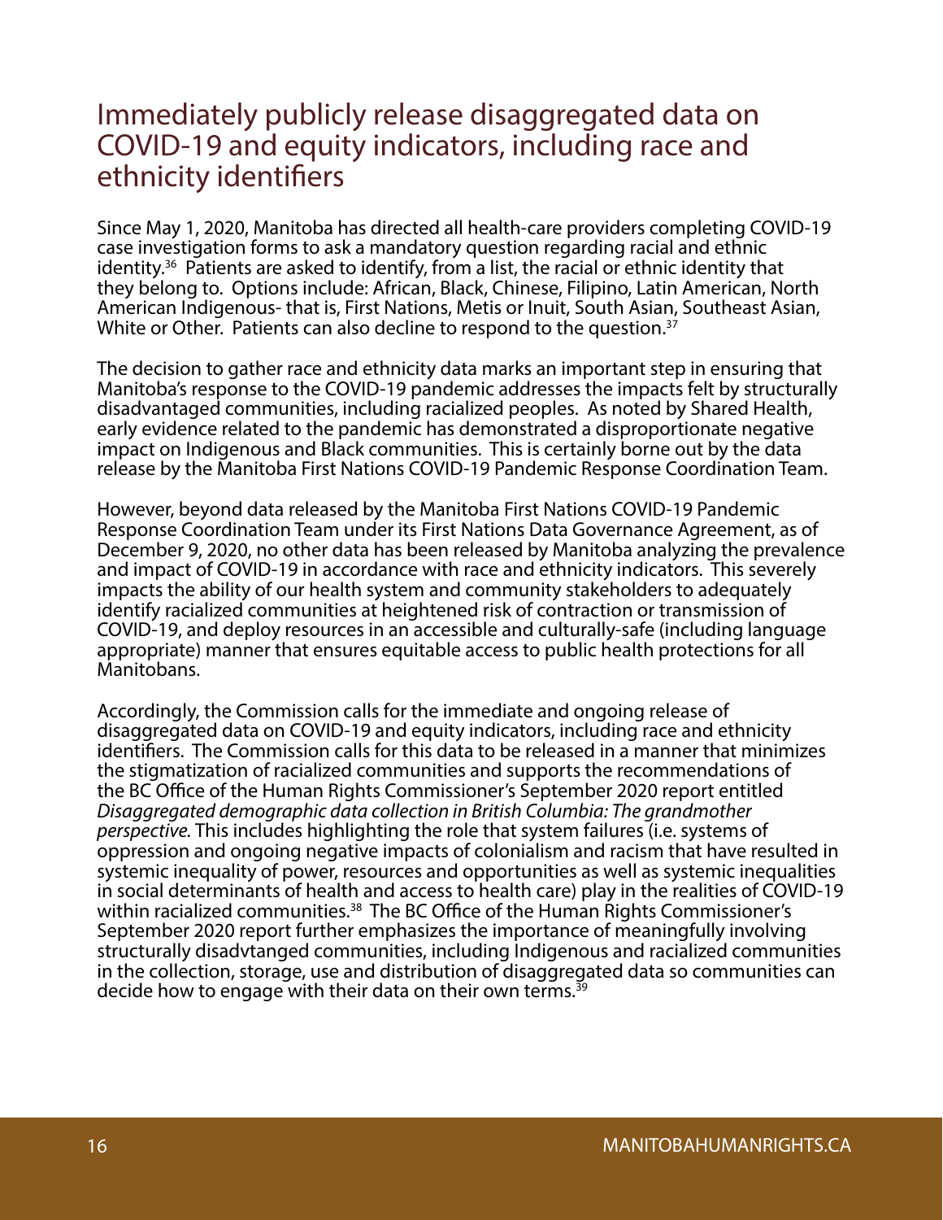## Immediately publicly release disaggregated data on COVID-19 and equity indicators, including race and ethnicity identifiers

Since May 1, 2020, Manitoba has directed all health-care providers completing COVID-19 case investigation forms to ask a mandatory question regarding racial and ethnic identity.[36] Patients are asked to identify, from a list, the racial or ethnic identity that they belong to. Options include: African, Black, Chinese, Filipino, Latin American, North American Indigenous- that is, First Nations, Metis or Inuit, South Asian, Southeast Asian, White or Other. Patients can also decline to respond to the question.[37]

The decision to gather race and ethnicity data marks an important step in ensuring that Manitoba's response to the COVID-19 pandemic addresses the impacts felt by structurally disadvantaged communities, including racialized peoples. As noted by Shared Health, early evidence related to the pandemic has demonstrated a disproportionate negative impact on Indigenous and Black communities. This is certainly borne out by the data release by the Manitoba First Nations COVID-19 Pandemic Response Coordination Team.

However, beyond data released by the Manitoba First Nations COVID-19 Pandemic Response Coordination Team under its First Nations Data Governance Agreement, as of December 9, 2020, no other data has been released by Manitoba analyzing the prevalence and impact of COVID-19 in accordance with race and ethnicity indicators. This severely impacts the ability of our health system and community stakeholders to adequately identify racialized communities at heightened risk of contraction or transmission of COVID-19, and deploy resources in an accessible and culturally-safe (including language appropriate) manner that ensures equitable access to public health protections for all Manitobans.

Accordingly, the Commission calls for the immediate and ongoing release of disaggregated data on COVID-19 and equity indicators, including race and ethnicity identifiers. The Commission calls for this data to be released in a manner that minimizes the stigmatization of racialized communities and supports the recommendations of the BC Office of the Human Rights Commissioner's September 2020 report entitled *Disaggregated demographic data collection in British Columbia: The grandmother perspective*. This includes highlighting the role that system failures (i.e. systems of oppression and ongoing negative impacts of colonialism and racism that have resulted in systemic inequality of power, resources and opportunities as well as systemic inequalities in social determinants of health and access to health care) play in the realities of COVID-19 within racialized communities.[38] The BC Office of the Human Rights Commissioner's September 2020 report further emphasizes the importance of meaningfully involving structurally disadvtanged communities, including Indigenous and racialized communities in the collection, storage, use and distribution of disaggregated data so communities can decide how to engage with their data on their own terms.[39]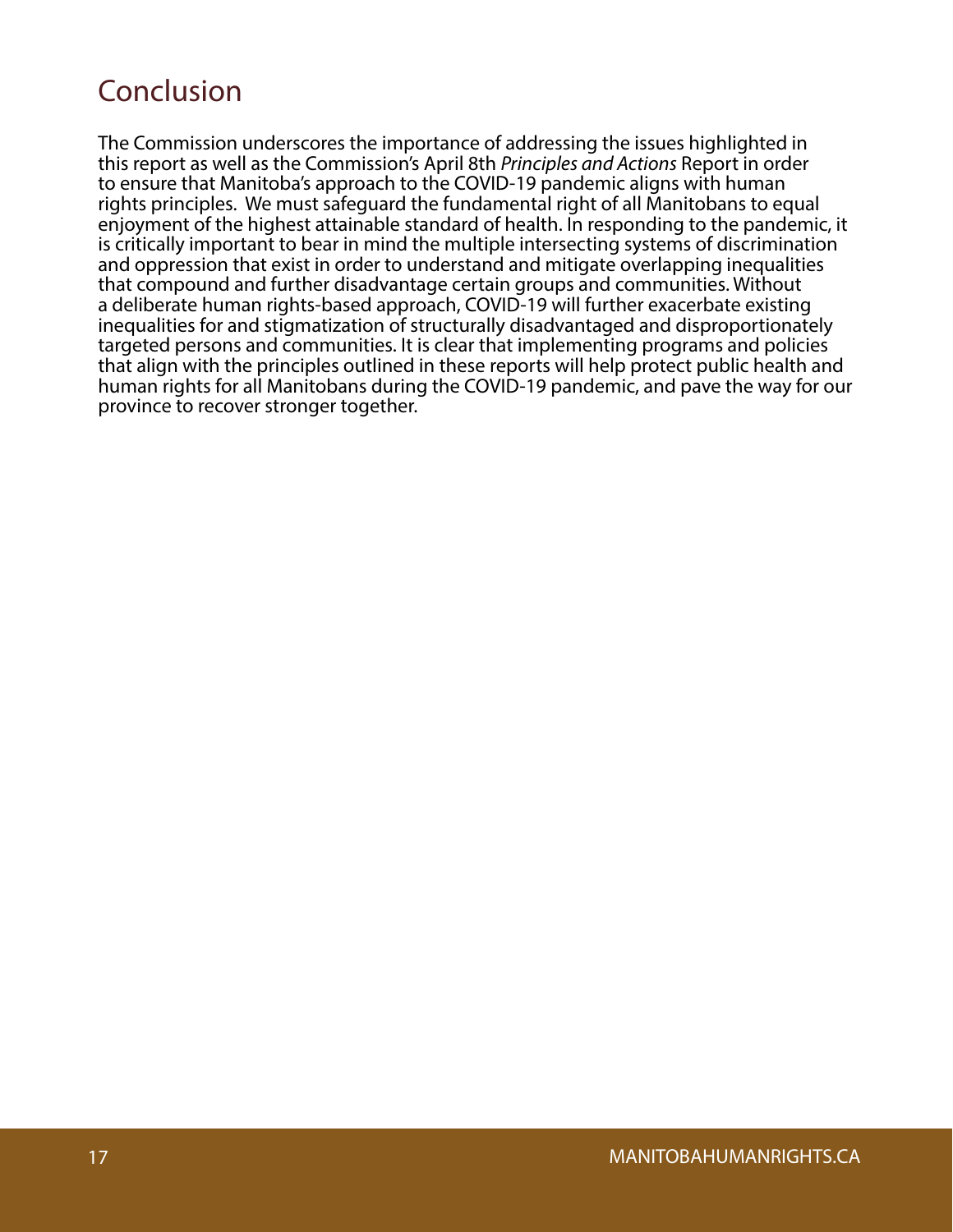# Conclusion

The Commission underscores the importance of addressing the issues highlighted in this report as well as the Commission's April 8th *Principles and Actions* Report in order to ensure that Manitoba's approach to the COVID-19 pandemic aligns with human rights principles. We must safeguard the fundamental right of all Manitobans to equal enjoyment of the highest attainable standard of health. In responding to the pandemic, it is critically important to bear in mind the multiple intersecting systems of discrimination and oppression that exist in order to understand and mitigate overlapping inequalities that compound and further disadvantage certain groups and communities. Without a deliberate human rights-based approach, COVID-19 will further exacerbate existing inequalities for and stigmatization of structurally disadvantaged and disproportionately targeted persons and communities. It is clear that implementing programs and policies that align with the principles outlined in these reports will help protect public health and human rights for all Manitobans during the COVID-19 pandemic, and pave the way for our province to recover stronger together.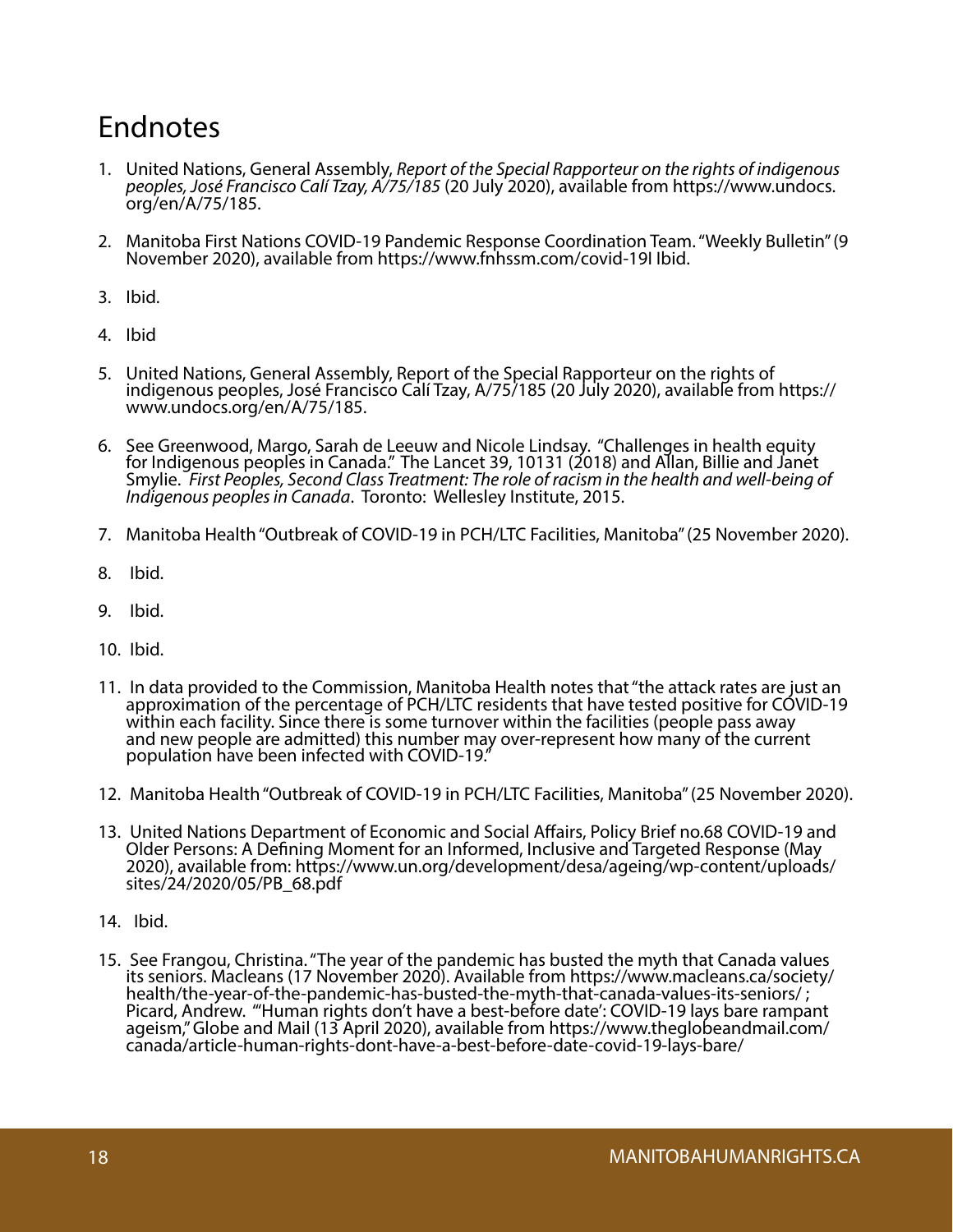## Endnotes

1. United Nations, General Assembly, *Report of the Special Rapporteur on the rights of indigenous peoples, José Francisco Calí Tzay, A/75/185* (20 July 2020), available from https://www.undocs.org/en/A/75/185.

2. Manitoba First Nations COVID-19 Pandemic Response Coordination Team. "Weekly Bulletin" (9 November 2020), available from https://www.fnhssm.com/covid-19I Ibid.

3. Ibid.

4. Ibid

5. United Nations, General Assembly, Report of the Special Rapporteur on the rights of indigenous peoples, José Francisco Calí Tzay, A/75/185 (20 July 2020), available from https://www.undocs.org/en/A/75/185.

6. See Greenwood, Margo, Sarah de Leeuw and Nicole Lindsay. "Challenges in health equity for Indigenous peoples in Canada." The Lancet 39, 10131 (2018) and Allan, Billie and Janet Smylie. *First Peoples, Second Class Treatment: The role of racism in the health and well-being of Indigenous peoples in Canada*. Toronto: Wellesley Institute, 2015.

7. Manitoba Health "Outbreak of COVID-19 in PCH/LTC Facilities, Manitoba" (25 November 2020).

8. Ibid.

9. Ibid.

10. Ibid.

11. In data provided to the Commission, Manitoba Health notes that "the attack rates are just an approximation of the percentage of PCH/LTC residents that have tested positive for COVID-19 within each facility. Since there is some turnover within the facilities (people pass away and new people are admitted) this number may over-represent how many of the current population have been infected with COVID-19."

12. Manitoba Health "Outbreak of COVID-19 in PCH/LTC Facilities, Manitoba" (25 November 2020).

13. United Nations Department of Economic and Social Affairs, Policy Brief no.68 COVID-19 and Older Persons: A Defining Moment for an Informed, Inclusive and Targeted Response (May 2020), available from: https://www.un.org/development/desa/ageing/wp-content/uploads/sites/24/2020/05/PB_68.pdf

14. Ibid.

15. See Frangou, Christina. "The year of the pandemic has busted the myth that Canada values its seniors. Macleans (17 November 2020). Available from https://www.macleans.ca/society/health/the-year-of-the-pandemic-has-busted-the-myth-that-canada-values-its-seniors/ ; Picard, Andrew. "'Human rights don't have a best-before date': COVID-19 lays bare rampant ageism," Globe and Mail (13 April 2020), available from https://www.theglobeandmail.com/canada/article-human-rights-dont-have-a-best-before-date-covid-19-lays-bare/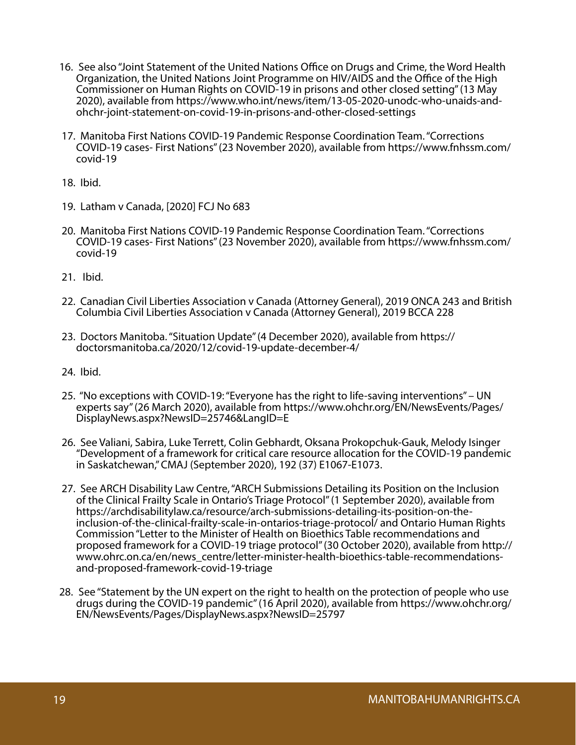16. See also "Joint Statement of the United Nations Office on Drugs and Crime, the Word Health Organization, the United Nations Joint Programme on HIV/AIDS and the Office of the High Commissioner on Human Rights on COVID-19 in prisons and other closed setting" (13 May 2020), available from https://www.who.int/news/item/13-05-2020-unodc-who-unaids-and-ohchr-joint-statement-on-covid-19-in-prisons-and-other-closed-settings

17. Manitoba First Nations COVID-19 Pandemic Response Coordination Team. "Corrections COVID-19 cases- First Nations" (23 November 2020), available from https://www.fnhssm.com/covid-19

18. Ibid.

19. Latham v Canada, [2020] FCJ No 683

20. Manitoba First Nations COVID-19 Pandemic Response Coordination Team. "Corrections COVID-19 cases- First Nations" (23 November 2020), available from https://www.fnhssm.com/covid-19

21. Ibid.

22. Canadian Civil Liberties Association v Canada (Attorney General), 2019 ONCA 243 and British Columbia Civil Liberties Association v Canada (Attorney General), 2019 BCCA 228

23. Doctors Manitoba. "Situation Update" (4 December 2020), available from https://doctorsmanitoba.ca/2020/12/covid-19-update-december-4/

24. Ibid.

25. "No exceptions with COVID-19: "Everyone has the right to life-saving interventions" – UN experts say" (26 March 2020), available from https://www.ohchr.org/EN/NewsEvents/Pages/DisplayNews.aspx?NewsID=25746&LangID=E

26. See Valiani, Sabira, Luke Terrett, Colin Gebhardt, Oksana Prokopchuk-Gauk, Melody Isinger "Development of a framework for critical care resource allocation for the COVID-19 pandemic in Saskatchewan," CMAJ (September 2020), 192 (37) E1067-E1073.

27. See ARCH Disability Law Centre, "ARCH Submissions Detailing its Position on the Inclusion of the Clinical Frailty Scale in Ontario's Triage Protocol" (1 September 2020), available from https://archdisabilitylaw.ca/resource/arch-submissions-detailing-its-position-on-the-inclusion-of-the-clinical-frailty-scale-in-ontarios-triage-protocol/ and Ontario Human Rights Commission "Letter to the Minister of Health on Bioethics Table recommendations and proposed framework for a COVID-19 triage protocol" (30 October 2020), available from http://www.ohrc.on.ca/en/news_centre/letter-minister-health-bioethics-table-recommendations-and-proposed-framework-covid-19-triage

28. See "Statement by the UN expert on the right to health on the protection of people who use drugs during the COVID-19 pandemic" (16 April 2020), available from https://www.ohchr.org/EN/NewsEvents/Pages/DisplayNews.aspx?NewsID=25797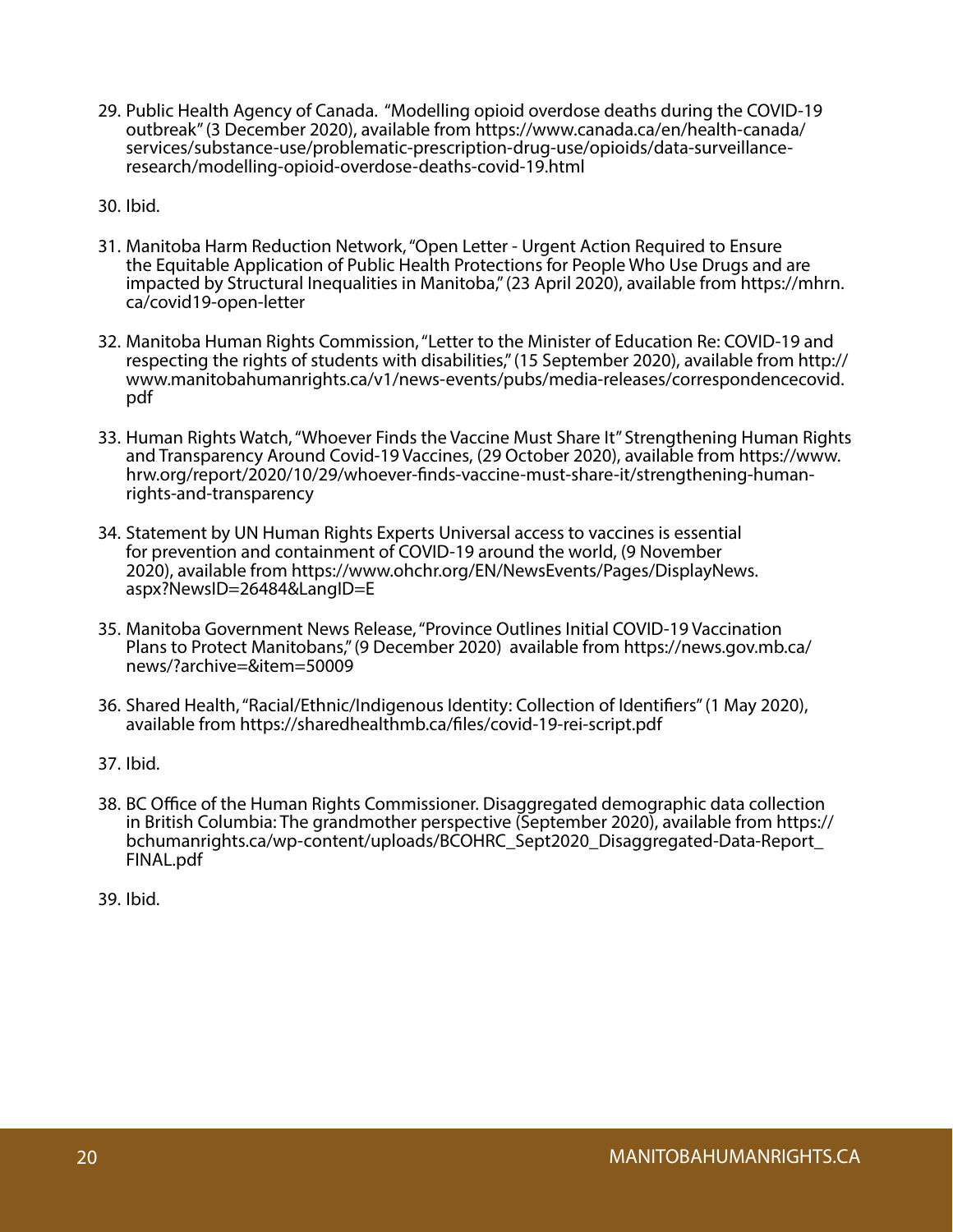29. Public Health Agency of Canada. "Modelling opioid overdose deaths during the COVID-19 outbreak" (3 December 2020), available from https://www.canada.ca/en/health-canada/services/substance-use/problematic-prescription-drug-use/opioids/data-surveillance-research/modelling-opioid-overdose-deaths-covid-19.html

30. Ibid.

31. Manitoba Harm Reduction Network, "Open Letter - Urgent Action Required to Ensure the Equitable Application of Public Health Protections for People Who Use Drugs and are impacted by Structural Inequalities in Manitoba," (23 April 2020), available from https://mhrn.ca/covid19-open-letter

32. Manitoba Human Rights Commission, "Letter to the Minister of Education Re: COVID-19 and respecting the rights of students with disabilities," (15 September 2020), available from http://www.manitobahumanrights.ca/v1/news-events/pubs/media-releases/correspondencecovid.pdf

33. Human Rights Watch, "Whoever Finds the Vaccine Must Share It" Strengthening Human Rights and Transparency Around Covid-19 Vaccines, (29 October 2020), available from https://www.hrw.org/report/2020/10/29/whoever-finds-vaccine-must-share-it/strengthening-human-rights-and-transparency

34. Statement by UN Human Rights Experts Universal access to vaccines is essential for prevention and containment of COVID-19 around the world, (9 November 2020), available from https://www.ohchr.org/EN/NewsEvents/Pages/DisplayNews.aspx?NewsID=26484&LangID=E

35. Manitoba Government News Release, "Province Outlines Initial COVID-19 Vaccination Plans to Protect Manitobans," (9 December 2020) available from https://news.gov.mb.ca/news/?archive=&item=50009

36. Shared Health, "Racial/Ethnic/Indigenous Identity: Collection of Identifiers" (1 May 2020), available from https://sharedhealthmb.ca/files/covid-19-rei-script.pdf

37. Ibid.

38. BC Office of the Human Rights Commissioner. Disaggregated demographic data collection in British Columbia: The grandmother perspective (September 2020), available from https://bchumanrights.ca/wp-content/uploads/BCOHRC_Sept2020_Disaggregated-Data-Report_FINAL.pdf

39. Ibid.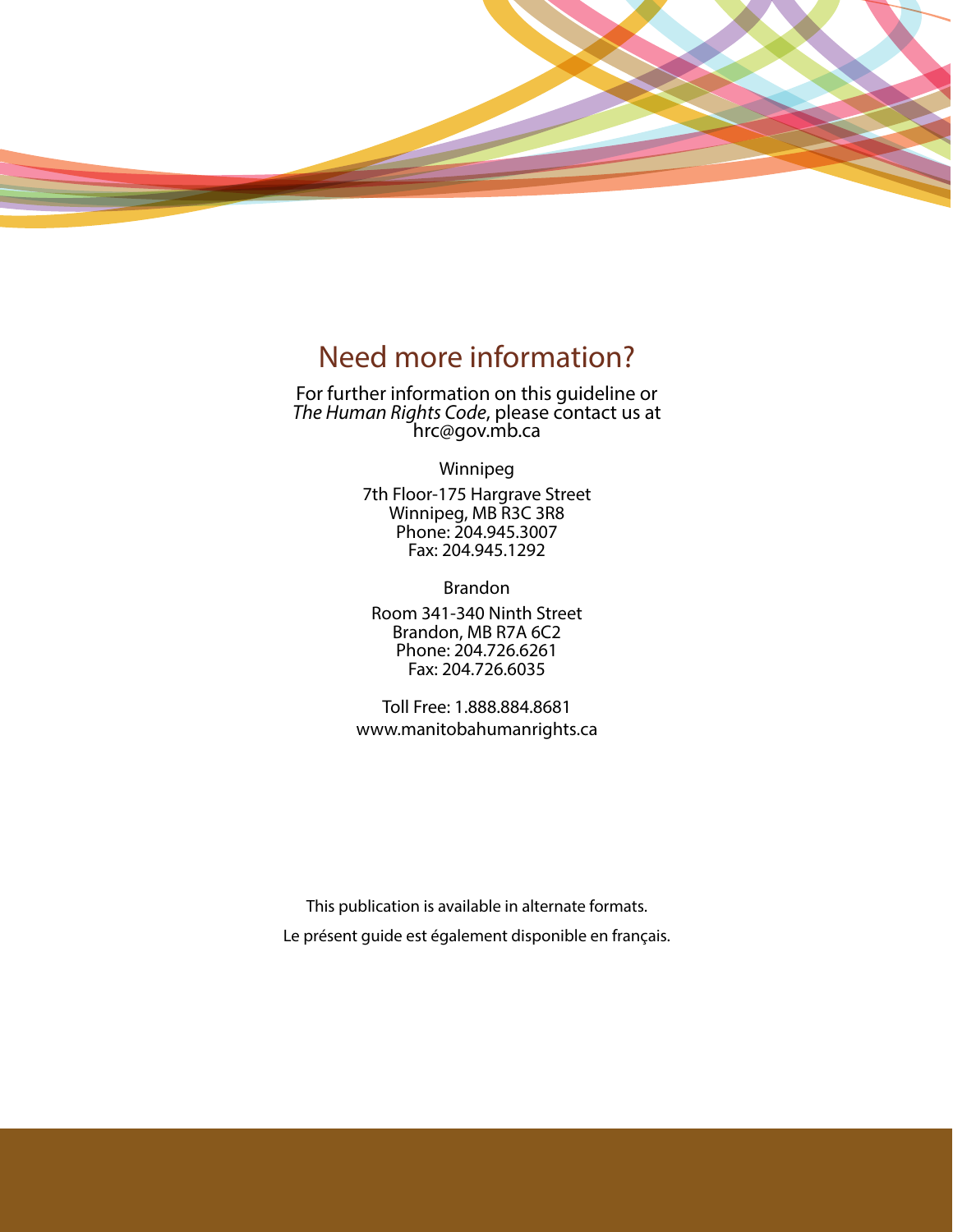## Need more information?

For further information on this guideline or *The Human Rights Code*, please contact us at hrc@gov.mb.ca

Winnipeg

7th Floor-175 Hargrave Street
Winnipeg, MB R3C 3R8
Phone: 204.945.3007
Fax: 204.945.1292

Brandon

Room 341-340 Ninth Street
Brandon, MB R7A 6C2
Phone: 204.726.6261
Fax: 204.726.6035

Toll Free: 1.888.884.8681
www.manitobahumanrights.ca

This publication is available in alternate formats.

Le présent guide est également disponible en français.